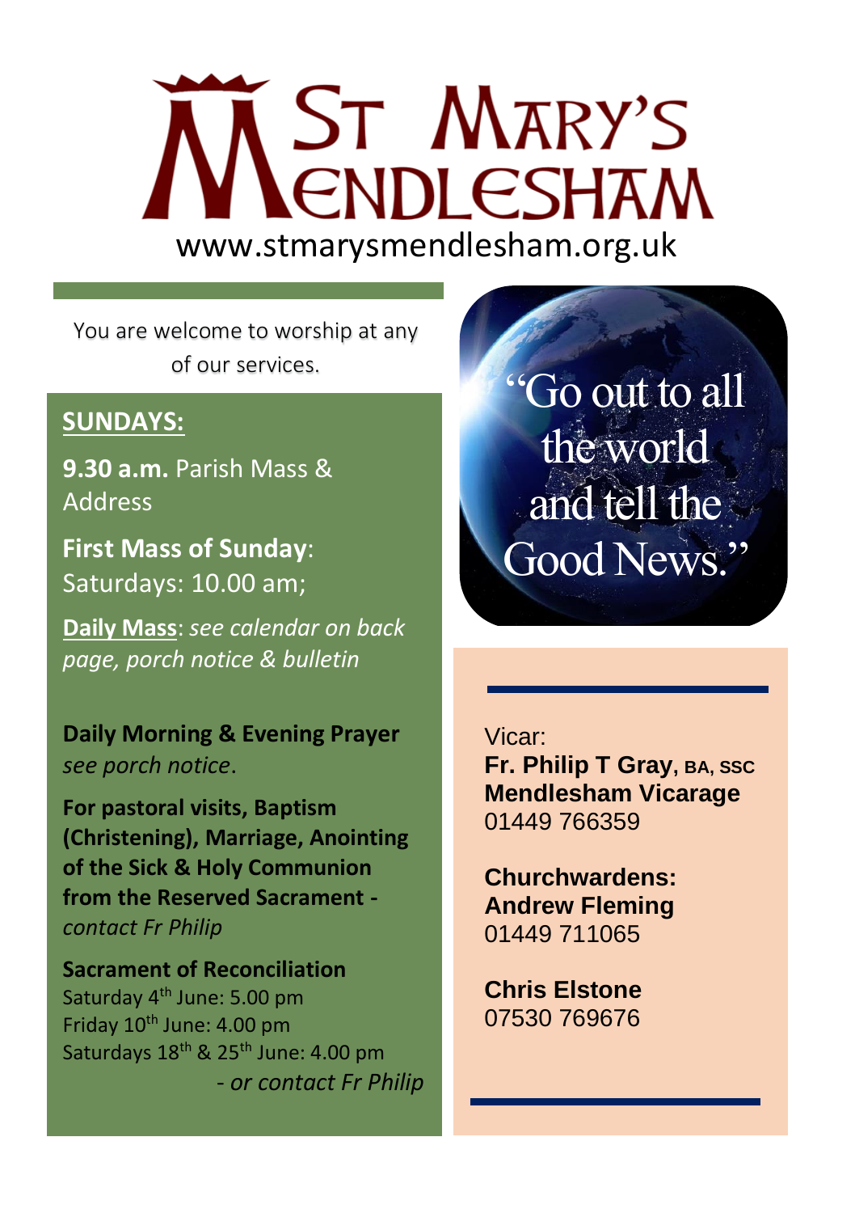# St Mary's Mendlesham

www.stmarysmendlesham.org.uk

You are welcome to worship at any of our services.

**SUNDAYS:**

**9.30 a.m.** Parish Mass & Address

**First Mass of Sunday**: Saturdays: 10.00 am;

**Daily Mass**: *see calendar on back page, porch notice & bulletin*

**Daily Morning & Evening Prayer** *see porch notice*.

**For pastoral visits, Baptism (Christening), Marriage, Anointing of the Sick & Holy Communion from the Reserved Sacrament -** *contact Fr Philip*

**Sacrament of Reconciliation**
Saturday 4th June: 5.00 pm
Friday 10th June: 4.00 pm
Saturdays 18th & 25th June: 4.00 pm
*- or contact Fr Philip*

"Go out to all the world and tell the Good News."

Vicar:
**Fr. Philip T Gray, BA, SSC**
**Mendlesham Vicarage**
01449 766359

**Churchwardens:**
**Andrew Fleming**
01449 711065

**Chris Elstone**
07530 769676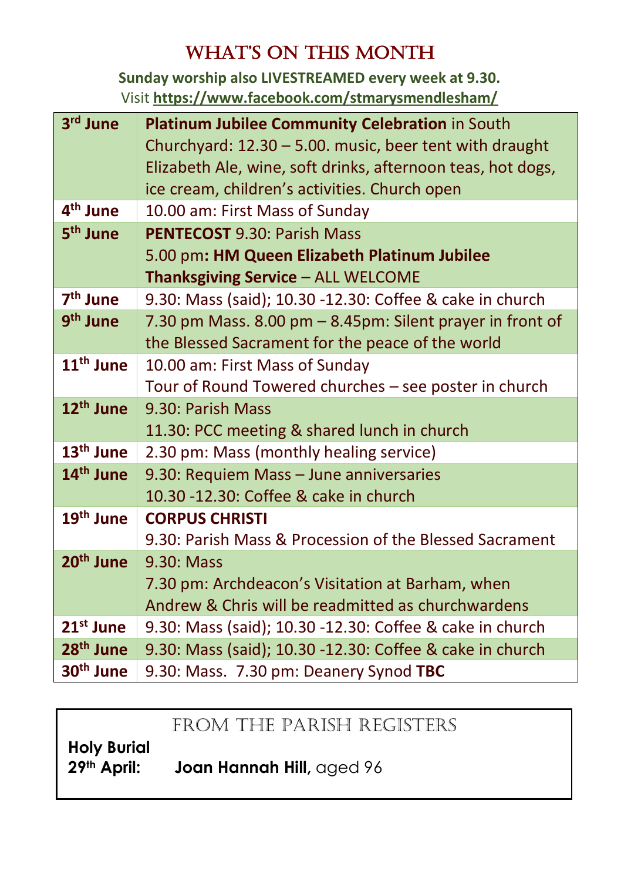# WHAT'S ON THIS MONTH

**Sunday worship also LIVESTREAMED every week at 9.30.**
Visit **https://www.facebook.com/stmarysmendlesham/**

| | |
|---|---|
| **3rd June** | **Platinum Jubilee Community Celebration** in South Churchyard: 12.30 – 5.00. music, beer tent with draught Elizabeth Ale, wine, soft drinks, afternoon teas, hot dogs, ice cream, children's activities. Church open |
| **4th June** | 10.00 am: First Mass of Sunday |
| **5th June** | **PENTECOST** 9.30: Parish Mass<br>5.00 pm**: HM Queen Elizabeth Platinum Jubilee Thanksgiving Service** – ALL WELCOME |
| **7th June** | 9.30: Mass (said); 10.30 -12.30: Coffee & cake in church |
| **9th June** | 7.30 pm Mass. 8.00 pm – 8.45pm: Silent prayer in front of the Blessed Sacrament for the peace of the world |
| **11th June** | 10.00 am: First Mass of Sunday<br>Tour of Round Towered churches – see poster in church |
| **12th June** | 9.30: Parish Mass<br>11.30: PCC meeting & shared lunch in church |
| **13th June** | 2.30 pm: Mass (monthly healing service) |
| **14th June** | 9.30: Requiem Mass – June anniversaries<br>10.30 -12.30: Coffee & cake in church |
| **19th June** | **CORPUS CHRISTI**<br>9.30: Parish Mass & Procession of the Blessed Sacrament |
| **20th June** | 9.30: Mass<br>7.30 pm: Archdeacon's Visitation at Barham, when Andrew & Chris will be readmitted as churchwardens |
| **21st June** | 9.30: Mass (said); 10.30 -12.30: Coffee & cake in church |
| **28th June** | 9.30: Mass (said); 10.30 -12.30: Coffee & cake in church |
| **30th June** | 9.30: Mass. 7.30 pm: Deanery Synod **TBC** |

## FROM THE PARISH REGISTERS

**Holy Burial**
**29th April:** **Joan Hannah Hill**, aged 96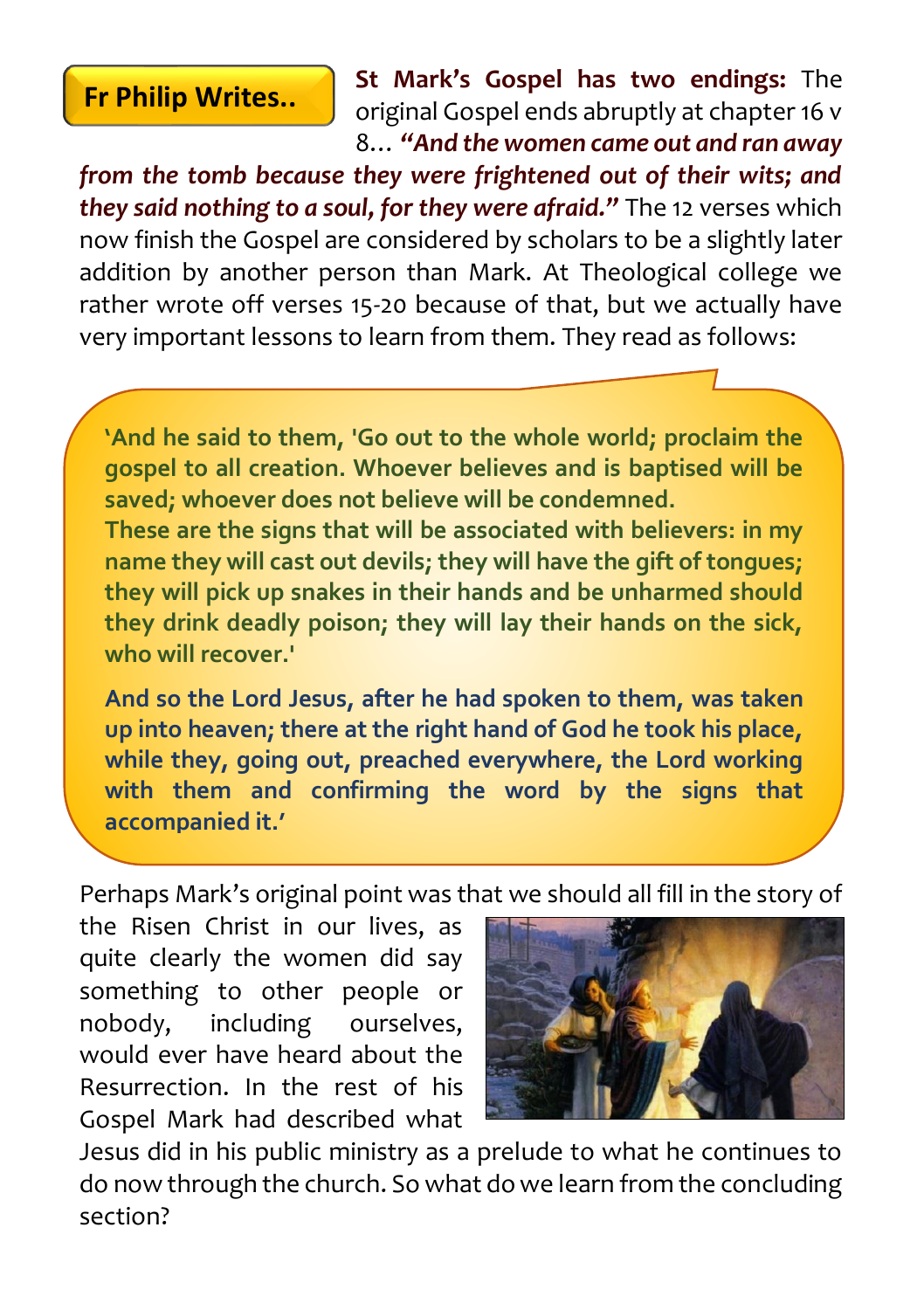## Fr Philip Writes..

**St Mark's Gospel has two endings:** The original Gospel ends abruptly at chapter 16 v 8… ***"And the women came out and ran away from the tomb because they were frightened out of their wits; and they said nothing to a soul, for they were afraid."*** The 12 verses which now finish the Gospel are considered by scholars to be a slightly later addition by another person than Mark. At Theological college we rather wrote off verses 15-20 because of that, but we actually have very important lessons to learn from them. They read as follows:

> **'And he said to them, 'Go out to the whole world; proclaim the gospel to all creation. Whoever believes and is baptised will be saved; whoever does not believe will be condemned.**
> **These are the signs that will be associated with believers: in my name they will cast out devils; they will have the gift of tongues; they will pick up snakes in their hands and be unharmed should they drink deadly poison; they will lay their hands on the sick, who will recover.'**
>
> **And so the Lord Jesus, after he had spoken to them, was taken up into heaven; there at the right hand of God he took his place, while they, going out, preached everywhere, the Lord working with them and confirming the word by the signs that accompanied it.'**

Perhaps Mark's original point was that we should all fill in the story of the Risen Christ in our lives, as quite clearly the women did say something to other people or nobody, including ourselves, would ever have heard about the Resurrection. In the rest of his Gospel Mark had described what Jesus did in his public ministry as a prelude to what he continues to do now through the church. So what do we learn from the concluding section?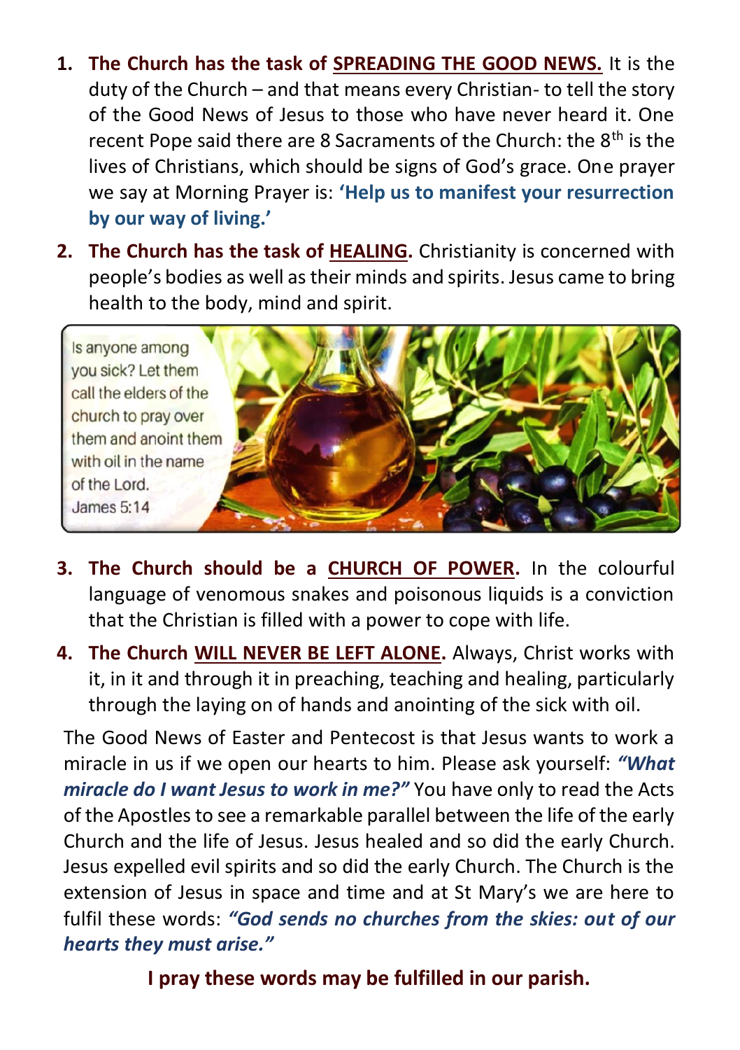1. **The Church has the task of <u>SPREADING THE GOOD NEWS.</u>** It is the duty of the Church – and that means every Christian- to tell the story of the Good News of Jesus to those who have never heard it. One recent Pope said there are 8 Sacraments of the Church: the 8th is the lives of Christians, which should be signs of God's grace. One prayer we say at Morning Prayer is: **'Help us to manifest your resurrection by our way of living.'**
2. **The Church has the task of <u>HEALING</u>.** Christianity is concerned with people's bodies as well as their minds and spirits. Jesus came to bring health to the body, mind and spirit.

Is anyone among you sick? Let them call the elders of the church to pray over them and anoint them with oil in the name of the Lord.
James 5:14

3. **The Church should be a <u>CHURCH OF POWER</u>.** In the colourful language of venomous snakes and poisonous liquids is a conviction that the Christian is filled with a power to cope with life.
4. **The Church <u>WILL NEVER BE LEFT ALONE</u>.** Always, Christ works with it, in it and through it in preaching, teaching and healing, particularly through the laying on of hands and anointing of the sick with oil.

The Good News of Easter and Pentecost is that Jesus wants to work a miracle in us if we open our hearts to him. Please ask yourself: ***"What miracle do I want Jesus to work in me?"*** You have only to read the Acts of the Apostles to see a remarkable parallel between the life of the early Church and the life of Jesus. Jesus healed and so did the early Church. Jesus expelled evil spirits and so did the early Church. The Church is the extension of Jesus in space and time and at St Mary's we are here to fulfil these words: ***"God sends no churches from the skies: out of our hearts they must arise."***

**I pray these words may be fulfilled in our parish.**